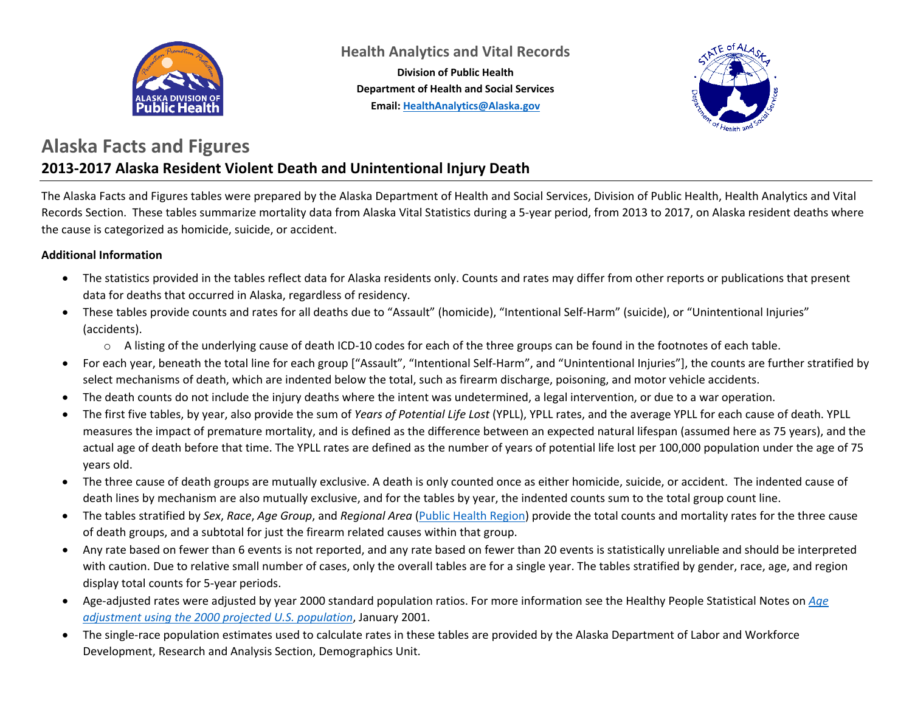Health Analytics and Vital Records

**Division of Public Health**
**Department of Health and Social Services**
**Email: HealthAnalytics@Alaska.gov**

# Alaska Facts and Figures

## 2013-2017 Alaska Resident Violent Death and Unintentional Injury Death

The Alaska Facts and Figures tables were prepared by the Alaska Department of Health and Social Services, Division of Public Health, Health Analytics and Vital Records Section. These tables summarize mortality data from Alaska Vital Statistics during a 5-year period, from 2013 to 2017, on Alaska resident deaths where the cause is categorized as homicide, suicide, or accident.

**Additional Information**

- The statistics provided in the tables reflect data for Alaska residents only. Counts and rates may differ from other reports or publications that present data for deaths that occurred in Alaska, regardless of residency.
- These tables provide counts and rates for all deaths due to "Assault" (homicide), "Intentional Self-Harm" (suicide), or "Unintentional Injuries" (accidents).
  - A listing of the underlying cause of death ICD-10 codes for each of the three groups can be found in the footnotes of each table.
- For each year, beneath the total line for each group ["Assault", "Intentional Self-Harm", and "Unintentional Injuries"], the counts are further stratified by select mechanisms of death, which are indented below the total, such as firearm discharge, poisoning, and motor vehicle accidents.
- The death counts do not include the injury deaths where the intent was undetermined, a legal intervention, or due to a war operation.
- The first five tables, by year, also provide the sum of *Years of Potential Life Lost* (YPLL), YPLL rates, and the average YPLL for each cause of death. YPLL measures the impact of premature mortality, and is defined as the difference between an expected natural lifespan (assumed here as 75 years), and the actual age of death before that time. The YPLL rates are defined as the number of years of potential life lost per 100,000 population under the age of 75 years old.
- The three cause of death groups are mutually exclusive. A death is only counted once as either homicide, suicide, or accident. The indented cause of death lines by mechanism are also mutually exclusive, and for the tables by year, the indented counts sum to the total group count line.
- The tables stratified by *Sex*, *Race*, *Age Group*, and *Regional Area* (Public Health Region) provide the total counts and mortality rates for the three cause of death groups, and a subtotal for just the firearm related causes within that group.
- Any rate based on fewer than 6 events is not reported, and any rate based on fewer than 20 events is statistically unreliable and should be interpreted with caution. Due to relative small number of cases, only the overall tables are for a single year. The tables stratified by gender, race, age, and region display total counts for 5-year periods.
- Age-adjusted rates were adjusted by year 2000 standard population ratios. For more information see the Healthy People Statistical Notes on *Age adjustment using the 2000 projected U.S. population*, January 2001.
- The single-race population estimates used to calculate rates in these tables are provided by the Alaska Department of Labor and Workforce Development, Research and Analysis Section, Demographics Unit.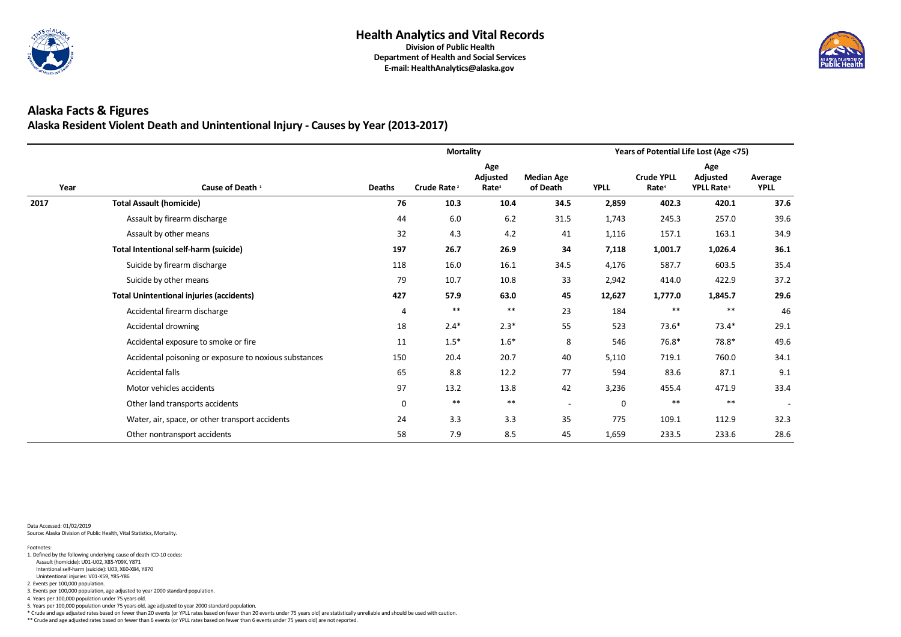# Health Analytics and Vital Records

**Division of Public Health**
**Department of Health and Social Services**
**E-mail: HealthAnalytics@alaska.gov**

## Alaska Facts & Figures

### Alaska Resident Violent Death and Unintentional Injury - Causes by Year (2013-2017)

| | | Mortality | | | | Years of Potential Life Lost (Age <75) | | | |
|---|---|---|---|---|---|---|---|---|---|
| Year | Cause of Death [1] | Deaths | Crude Rate [2] | Age Adjusted Rate[3] | Median Age of Death | YPLL | Crude YPLL Rate[4] | Age Adjusted YPLL Rate[5] | Average YPLL |
| **2017** | **Total Assault (homicide)** | **76** | **10.3** | **10.4** | **34.5** | **2,859** | **402.3** | **420.1** | **37.6** |
| | Assault by firearm discharge | 44 | 6.0 | 6.2 | 31.5 | 1,743 | 245.3 | 257.0 | 39.6 |
| | Assault by other means | 32 | 4.3 | 4.2 | 41 | 1,116 | 157.1 | 163.1 | 34.9 |
| | **Total Intentional self-harm (suicide)** | **197** | **26.7** | **26.9** | **34** | **7,118** | **1,001.7** | **1,026.4** | **36.1** |
| | Suicide by firearm discharge | 118 | 16.0 | 16.1 | 34.5 | 4,176 | 587.7 | 603.5 | 35.4 |
| | Suicide by other means | 79 | 10.7 | 10.8 | 33 | 2,942 | 414.0 | 422.9 | 37.2 |
| | **Total Unintentional injuries (accidents)** | **427** | **57.9** | **63.0** | **45** | **12,627** | **1,777.0** | **1,845.7** | **29.6** |
| | Accidental firearm discharge | 4 | ** | ** | 23 | 184 | ** | ** | 46 |
| | Accidental drowning | 18 | 2.4* | 2.3* | 55 | 523 | 73.6* | 73.4* | 29.1 |
| | Accidental exposure to smoke or fire | 11 | 1.5* | 1.6* | 8 | 546 | 76.8* | 78.8* | 49.6 |
| | Accidental poisoning or exposure to noxious substances | 150 | 20.4 | 20.7 | 40 | 5,110 | 719.1 | 760.0 | 34.1 |
| | Accidental falls | 65 | 8.8 | 12.2 | 77 | 594 | 83.6 | 87.1 | 9.1 |
| | Motor vehicles accidents | 97 | 13.2 | 13.8 | 42 | 3,236 | 455.4 | 471.9 | 33.4 |
| | Other land transports accidents | 0 | ** | ** | - | 0 | ** | ** | - |
| | Water, air, space, or other transport accidents | 24 | 3.3 | 3.3 | 35 | 775 | 109.1 | 112.9 | 32.3 |
| | Other nontransport accidents | 58 | 7.9 | 8.5 | 45 | 1,659 | 233.5 | 233.6 | 28.6 |

Data Accessed: 01/02/2019
Source: Alaska Division of Public Health, Vital Statistics, Mortality.

Footnotes:
1. Defined by the following underlying cause of death ICD-10 codes:
   Assault (homicide): U01-U02, X85-Y09X, Y871
   Intentional self-harm (suicide): U03, X60-X84, Y870
   Unintentional injuries: V01-X59, Y85-Y86
2. Events per 100,000 population.
3. Events per 100,000 population, age adjusted to year 2000 standard population.
4. Years per 100,000 population under 75 years old.
5. Years per 100,000 population under 75 years old, age adjusted to year 2000 standard population.
* Crude and age adjusted rates based on fewer than 20 events (or YPLL rates based on fewer than 20 events under 75 years old) are statistically unreliable and should be used with caution.
** Crude and age adjusted rates based on fewer than 6 events (or YPLL rates based on fewer than 6 events under 75 years old) are not reported.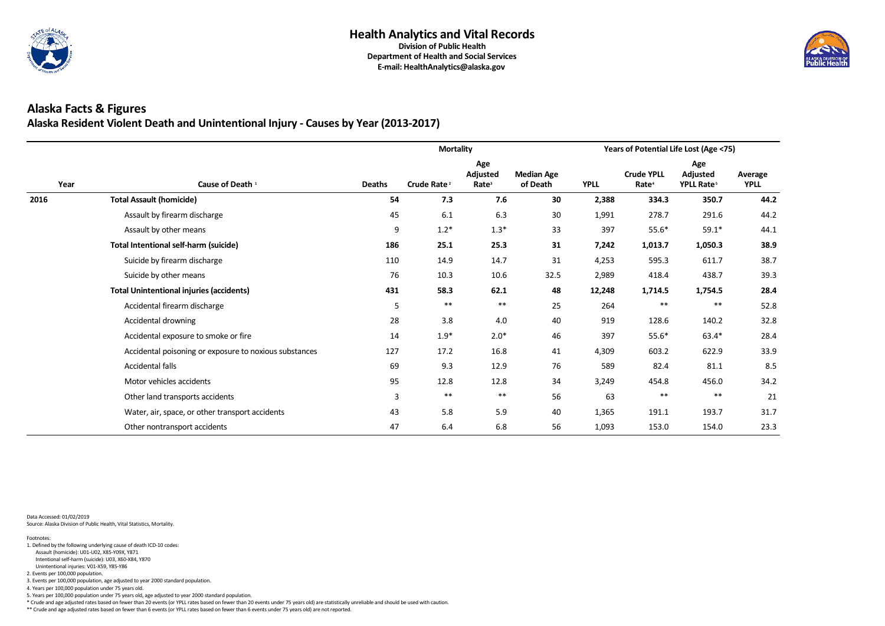# Health Analytics and Vital Records

**Division of Public Health**
**Department of Health and Social Services**
**E-mail: HealthAnalytics@alaska.gov**

## Alaska Facts & Figures

### Alaska Resident Violent Death and Unintentional Injury - Causes by Year (2013-2017)

| | | Mortality | | | | Years of Potential Life Lost (Age <75) | | | |
|---|---|---|---|---|---|---|---|---|---|
| Year | Cause of Death [1] | Deaths | Crude Rate [2] | Age Adjusted Rate[3] | Median Age of Death | YPLL | Crude YPLL Rate[4] | Age Adjusted YPLL Rate[5] | Average YPLL |
| **2016** | **Total Assault (homicide)** | **54** | **7.3** | **7.6** | **30** | **2,388** | **334.3** | **350.7** | **44.2** |
| | Assault by firearm discharge | 45 | 6.1 | 6.3 | 30 | 1,991 | 278.7 | 291.6 | 44.2 |
| | Assault by other means | 9 | 1.2* | 1.3* | 33 | 397 | 55.6* | 59.1* | 44.1 |
| | **Total Intentional self-harm (suicide)** | **186** | **25.1** | **25.3** | **31** | **7,242** | **1,013.7** | **1,050.3** | **38.9** |
| | Suicide by firearm discharge | 110 | 14.9 | 14.7 | 31 | 4,253 | 595.3 | 611.7 | 38.7 |
| | Suicide by other means | 76 | 10.3 | 10.6 | 32.5 | 2,989 | 418.4 | 438.7 | 39.3 |
| | **Total Unintentional injuries (accidents)** | **431** | **58.3** | **62.1** | **48** | **12,248** | **1,714.5** | **1,754.5** | **28.4** |
| | Accidental firearm discharge | 5 | ** | ** | 25 | 264 | ** | ** | 52.8 |
| | Accidental drowning | 28 | 3.8 | 4.0 | 40 | 919 | 128.6 | 140.2 | 32.8 |
| | Accidental exposure to smoke or fire | 14 | 1.9* | 2.0* | 46 | 397 | 55.6* | 63.4* | 28.4 |
| | Accidental poisoning or exposure to noxious substances | 127 | 17.2 | 16.8 | 41 | 4,309 | 603.2 | 622.9 | 33.9 |
| | Accidental falls | 69 | 9.3 | 12.9 | 76 | 589 | 82.4 | 81.1 | 8.5 |
| | Motor vehicles accidents | 95 | 12.8 | 12.8 | 34 | 3,249 | 454.8 | 456.0 | 34.2 |
| | Other land transports accidents | 3 | ** | ** | 56 | 63 | ** | ** | 21 |
| | Water, air, space, or other transport accidents | 43 | 5.8 | 5.9 | 40 | 1,365 | 191.1 | 193.7 | 31.7 |
| | Other nontransport accidents | 47 | 6.4 | 6.8 | 56 | 1,093 | 153.0 | 154.0 | 23.3 |

Data Accessed: 01/02/2019
Source: Alaska Division of Public Health, Vital Statistics, Mortality.

Footnotes:
1. Defined by the following underlying cause of death ICD-10 codes:
   Assault (homicide): U01-U02, X85-Y09X, Y871
   Intentional self-harm (suicide): U03, X60-X84, Y870
   Unintentional injuries: V01-X59, Y85-Y86
2. Events per 100,000 population.
3. Events per 100,000 population, age adjusted to year 2000 standard population.
4. Years per 100,000 population under 75 years old.
5. Years per 100,000 population under 75 years old, age adjusted to year 2000 standard population.

\* Crude and age adjusted rates based on fewer than 20 events (or YPLL rates based on fewer than 20 events under 75 years old) are statistically unreliable and should be used with caution.
** Crude and age adjusted rates based on fewer than 6 events (or YPLL rates based on fewer than 6 events under 75 years old) are not reported.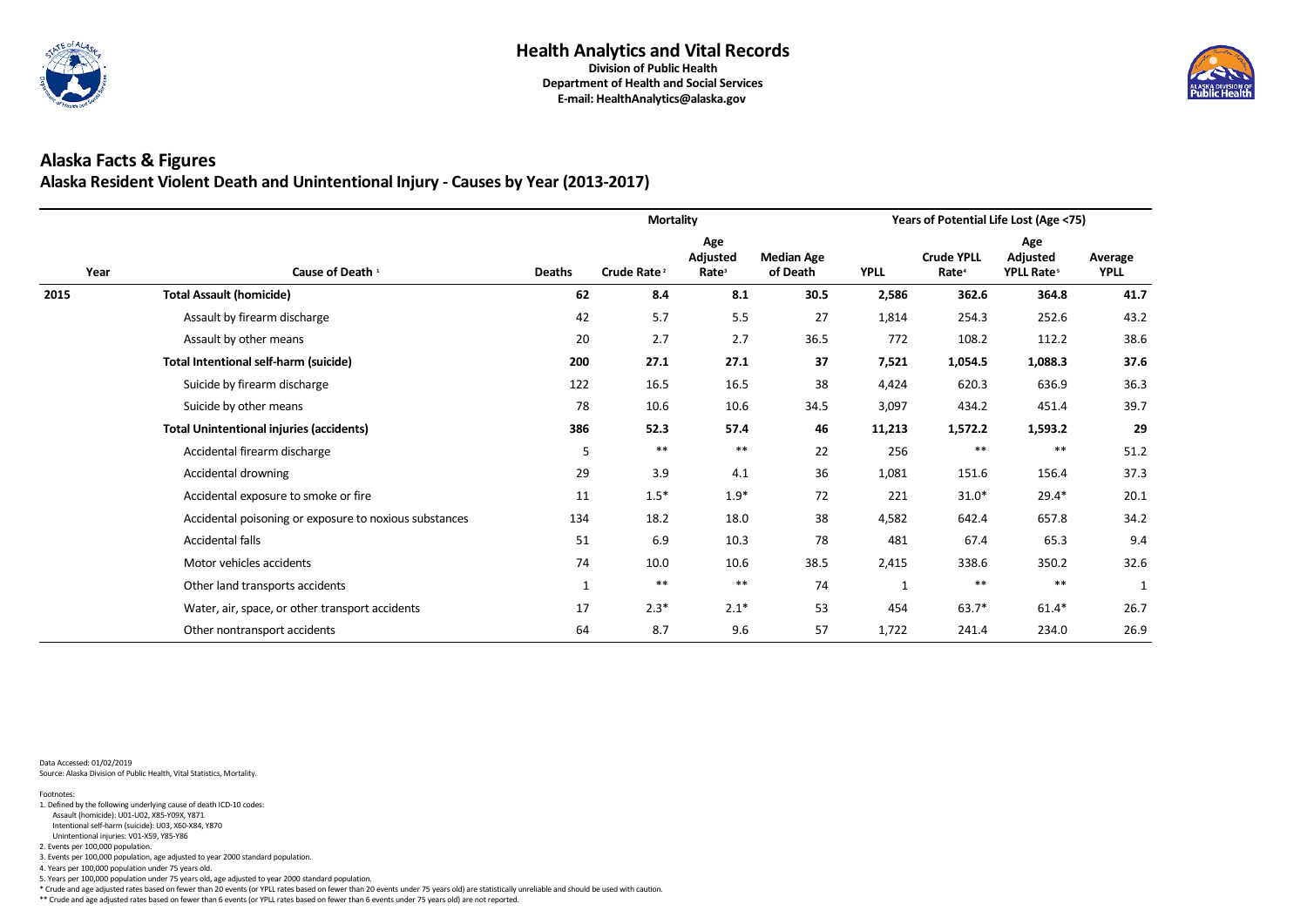# Health Analytics and Vital Records

**Division of Public Health**
**Department of Health and Social Services**
**E-mail: HealthAnalytics@alaska.gov**

## Alaska Facts & Figures

### Alaska Resident Violent Death and Unintentional Injury - Causes by Year (2013-2017)

| | | Mortality | | | | Years of Potential Life Lost (Age <75) | | | |
|---|---|---|---|---|---|---|---|---|---|
| Year | Cause of Death [1] | Deaths | Crude Rate [2] | Age Adjusted Rate[3] | Median Age of Death | YPLL | Crude YPLL Rate[4] | Age Adjusted YPLL Rate[5] | Average YPLL |
| **2015** | **Total Assault (homicide)** | **62** | **8.4** | **8.1** | **30.5** | **2,586** | **362.6** | **364.8** | **41.7** |
| | Assault by firearm discharge | 42 | 5.7 | 5.5 | 27 | 1,814 | 254.3 | 252.6 | 43.2 |
| | Assault by other means | 20 | 2.7 | 2.7 | 36.5 | 772 | 108.2 | 112.2 | 38.6 |
| | **Total Intentional self-harm (suicide)** | **200** | **27.1** | **27.1** | **37** | **7,521** | **1,054.5** | **1,088.3** | **37.6** |
| | Suicide by firearm discharge | 122 | 16.5 | 16.5 | 38 | 4,424 | 620.3 | 636.9 | 36.3 |
| | Suicide by other means | 78 | 10.6 | 10.6 | 34.5 | 3,097 | 434.2 | 451.4 | 39.7 |
| | **Total Unintentional injuries (accidents)** | **386** | **52.3** | **57.4** | **46** | **11,213** | **1,572.2** | **1,593.2** | **29** |
| | Accidental firearm discharge | 5 | ** | ** | 22 | 256 | ** | ** | 51.2 |
| | Accidental drowning | 29 | 3.9 | 4.1 | 36 | 1,081 | 151.6 | 156.4 | 37.3 |
| | Accidental exposure to smoke or fire | 11 | 1.5* | 1.9* | 72 | 221 | 31.0* | 29.4* | 20.1 |
| | Accidental poisoning or exposure to noxious substances | 134 | 18.2 | 18.0 | 38 | 4,582 | 642.4 | 657.8 | 34.2 |
| | Accidental falls | 51 | 6.9 | 10.3 | 78 | 481 | 67.4 | 65.3 | 9.4 |
| | Motor vehicles accidents | 74 | 10.0 | 10.6 | 38.5 | 2,415 | 338.6 | 350.2 | 32.6 |
| | Other land transports accidents | 1 | ** | ** | 74 | 1 | ** | ** | 1 |
| | Water, air, space, or other transport accidents | 17 | 2.3* | 2.1* | 53 | 454 | 63.7* | 61.4* | 26.7 |
| | Other nontransport accidents | 64 | 8.7 | 9.6 | 57 | 1,722 | 241.4 | 234.0 | 26.9 |

Data Accessed: 01/02/2019
Source: Alaska Division of Public Health, Vital Statistics, Mortality.

Footnotes:
1. Defined by the following underlying cause of death ICD-10 codes:
   Assault (homicide): U01-U02, X85-Y09X, Y871
   Intentional self-harm (suicide): U03, X60-X84, Y870
   Unintentional injuries: V01-X59, Y85-Y86
2. Events per 100,000 population.
3. Events per 100,000 population, age adjusted to year 2000 standard population.
4. Years per 100,000 population under 75 years old.
5. Years per 100,000 population under 75 years old, age adjusted to year 2000 standard population.
* Crude and age adjusted rates based on fewer than 20 events (or YPLL rates based on fewer than 20 events under 75 years old) are statistically unreliable and should be used with caution.
** Crude and age adjusted rates based on fewer than 6 events (or YPLL rates based on fewer than 6 events under 75 years old) are not reported.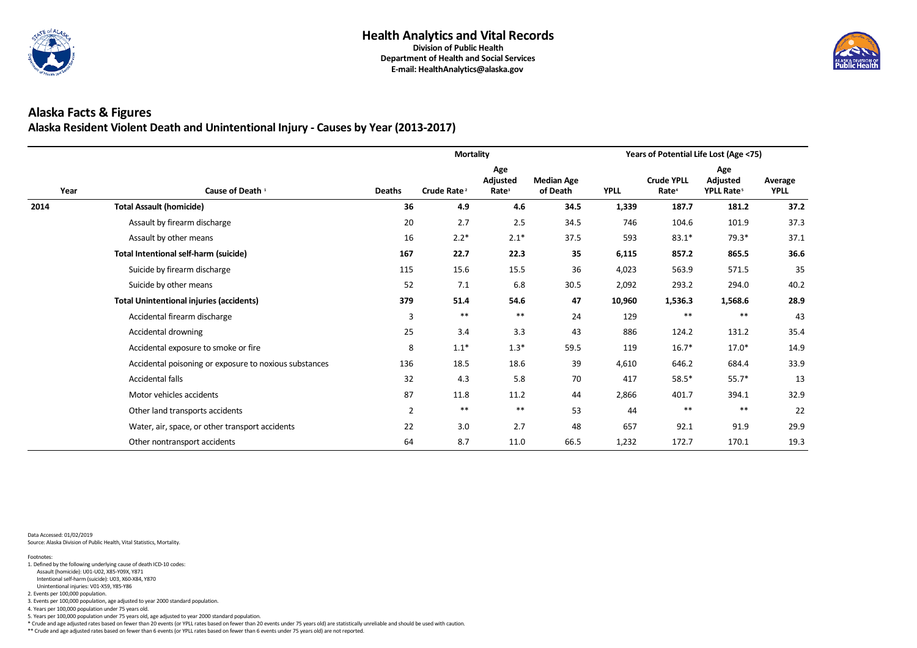# Health Analytics and Vital Records

**Division of Public Health**
**Department of Health and Social Services**
**E-mail: HealthAnalytics@alaska.gov**

## Alaska Facts & Figures

### Alaska Resident Violent Death and Unintentional Injury - Causes by Year (2013-2017)

| | | Mortality | | | | Years of Potential Life Lost (Age <75) | | | |
|---|---|---|---|---|---|---|---|---|---|
| Year | Cause of Death [1] | Deaths | Crude Rate [2] | Age Adjusted Rate[3] | Median Age of Death | YPLL | Crude YPLL Rate[4] | Age Adjusted YPLL Rate[5] | Average YPLL |
| **2014** | **Total Assault (homicide)** | **36** | **4.9** | **4.6** | **34.5** | **1,339** | **187.7** | **181.2** | **37.2** |
| | Assault by firearm discharge | 20 | 2.7 | 2.5 | 34.5 | 746 | 104.6 | 101.9 | 37.3 |
| | Assault by other means | 16 | 2.2* | 2.1* | 37.5 | 593 | 83.1* | 79.3* | 37.1 |
| | **Total Intentional self-harm (suicide)** | **167** | **22.7** | **22.3** | **35** | **6,115** | **857.2** | **865.5** | **36.6** |
| | Suicide by firearm discharge | 115 | 15.6 | 15.5 | 36 | 4,023 | 563.9 | 571.5 | 35 |
| | Suicide by other means | 52 | 7.1 | 6.8 | 30.5 | 2,092 | 293.2 | 294.0 | 40.2 |
| | **Total Unintentional injuries (accidents)** | **379** | **51.4** | **54.6** | **47** | **10,960** | **1,536.3** | **1,568.6** | **28.9** |
| | Accidental firearm discharge | 3 | ** | ** | 24 | 129 | ** | ** | 43 |
| | Accidental drowning | 25 | 3.4 | 3.3 | 43 | 886 | 124.2 | 131.2 | 35.4 |
| | Accidental exposure to smoke or fire | 8 | 1.1* | 1.3* | 59.5 | 119 | 16.7* | 17.0* | 14.9 |
| | Accidental poisoning or exposure to noxious substances | 136 | 18.5 | 18.6 | 39 | 4,610 | 646.2 | 684.4 | 33.9 |
| | Accidental falls | 32 | 4.3 | 5.8 | 70 | 417 | 58.5* | 55.7* | 13 |
| | Motor vehicles accidents | 87 | 11.8 | 11.2 | 44 | 2,866 | 401.7 | 394.1 | 32.9 |
| | Other land transports accidents | 2 | ** | ** | 53 | 44 | ** | ** | 22 |
| | Water, air, space, or other transport accidents | 22 | 3.0 | 2.7 | 48 | 657 | 92.1 | 91.9 | 29.9 |
| | Other nontransport accidents | 64 | 8.7 | 11.0 | 66.5 | 1,232 | 172.7 | 170.1 | 19.3 |

Data Accessed: 01/02/2019
Source: Alaska Division of Public Health, Vital Statistics, Mortality.

Footnotes:
1. Defined by the following underlying cause of death ICD-10 codes:
   Assault (homicide): U01-U02, X85-Y09X, Y871
   Intentional self-harm (suicide): U03, X60-X84, Y870
   Unintentional injuries: V01-X59, Y85-Y86
2. Events per 100,000 population.
3. Events per 100,000 population, age adjusted to year 2000 standard population.
4. Years per 100,000 population under 75 years old.
5. Years per 100,000 population under 75 years old, age adjusted to year 2000 standard population.
* Crude and age adjusted rates based on fewer than 20 events (or YPLL rates based on fewer than 20 events under 75 years old) are statistically unreliable and should be used with caution.
** Crude and age adjusted rates based on fewer than 6 events (or YPLL rates based on fewer than 6 events under 75 years old) are not reported.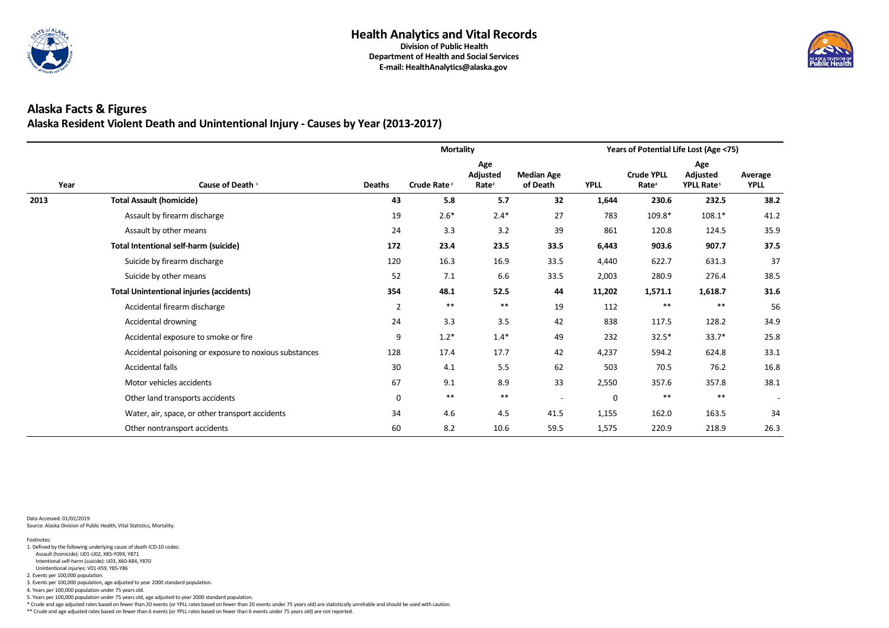# Health Analytics and Vital Records

**Division of Public Health**
**Department of Health and Social Services**
**E-mail: HealthAnalytics@alaska.gov**

## Alaska Facts & Figures

### Alaska Resident Violent Death and Unintentional Injury - Causes by Year (2013-2017)

| | | Mortality | | | | Years of Potential Life Lost (Age <75) | | | |
|---|---|---|---|---|---|---|---|---|---|
| **Year** | **Cause of Death** [1] | **Deaths** | **Crude Rate** [2] | **Age Adjusted Rate**[3] | **Median Age of Death** | **YPLL** | **Crude YPLL Rate**[4] | **Age Adjusted YPLL Rate**[5] | **Average YPLL** |
| **2013** | **Total Assault (homicide)** | **43** | **5.8** | **5.7** | **32** | **1,644** | **230.6** | **232.5** | **38.2** |
| | Assault by firearm discharge | 19 | 2.6* | 2.4* | 27 | 783 | 109.8* | 108.1* | 41.2 |
| | Assault by other means | 24 | 3.3 | 3.2 | 39 | 861 | 120.8 | 124.5 | 35.9 |
| | **Total Intentional self-harm (suicide)** | **172** | **23.4** | **23.5** | **33.5** | **6,443** | **903.6** | **907.7** | **37.5** |
| | Suicide by firearm discharge | 120 | 16.3 | 16.9 | 33.5 | 4,440 | 622.7 | 631.3 | 37 |
| | Suicide by other means | 52 | 7.1 | 6.6 | 33.5 | 2,003 | 280.9 | 276.4 | 38.5 |
| | **Total Unintentional injuries (accidents)** | **354** | **48.1** | **52.5** | **44** | **11,202** | **1,571.1** | **1,618.7** | **31.6** |
| | Accidental firearm discharge | 2 | ** | ** | 19 | 112 | ** | ** | 56 |
| | Accidental drowning | 24 | 3.3 | 3.5 | 42 | 838 | 117.5 | 128.2 | 34.9 |
| | Accidental exposure to smoke or fire | 9 | 1.2* | 1.4* | 49 | 232 | 32.5* | 33.7* | 25.8 |
| | Accidental poisoning or exposure to noxious substances | 128 | 17.4 | 17.7 | 42 | 4,237 | 594.2 | 624.8 | 33.1 |
| | Accidental falls | 30 | 4.1 | 5.5 | 62 | 503 | 70.5 | 76.2 | 16.8 |
| | Motor vehicles accidents | 67 | 9.1 | 8.9 | 33 | 2,550 | 357.6 | 357.8 | 38.1 |
| | Other land transports accidents | 0 | ** | ** | - | 0 | ** | ** | - |
| | Water, air, space, or other transport accidents | 34 | 4.6 | 4.5 | 41.5 | 1,155 | 162.0 | 163.5 | 34 |
| | Other nontransport accidents | 60 | 8.2 | 10.6 | 59.5 | 1,575 | 220.9 | 218.9 | 26.3 |

Data Accessed: 01/02/2019
Source: Alaska Division of Public Health, Vital Statistics, Mortality.

Footnotes:
1. Defined by the following underlying cause of death ICD-10 codes:
   Assault (homicide): U01-U02, X85-Y09X, Y871
   Intentional self-harm (suicide): U03, X60-X84, Y870
   Unintentional injuries: V01-X59, Y85-Y86
2. Events per 100,000 population.
3. Events per 100,000 population, age adjusted to year 2000 standard population.
4. Years per 100,000 population under 75 years old.
5. Years per 100,000 population under 75 years old, age adjusted to year 2000 standard population.

\* Crude and age adjusted rates based on fewer than 20 events (or YPLL rates based on fewer than 20 events under 75 years old) are statistically unreliable and should be used with caution.
\*\* Crude and age adjusted rates based on fewer than 6 events (or YPLL rates based on fewer than 6 events under 75 years old) are not reported.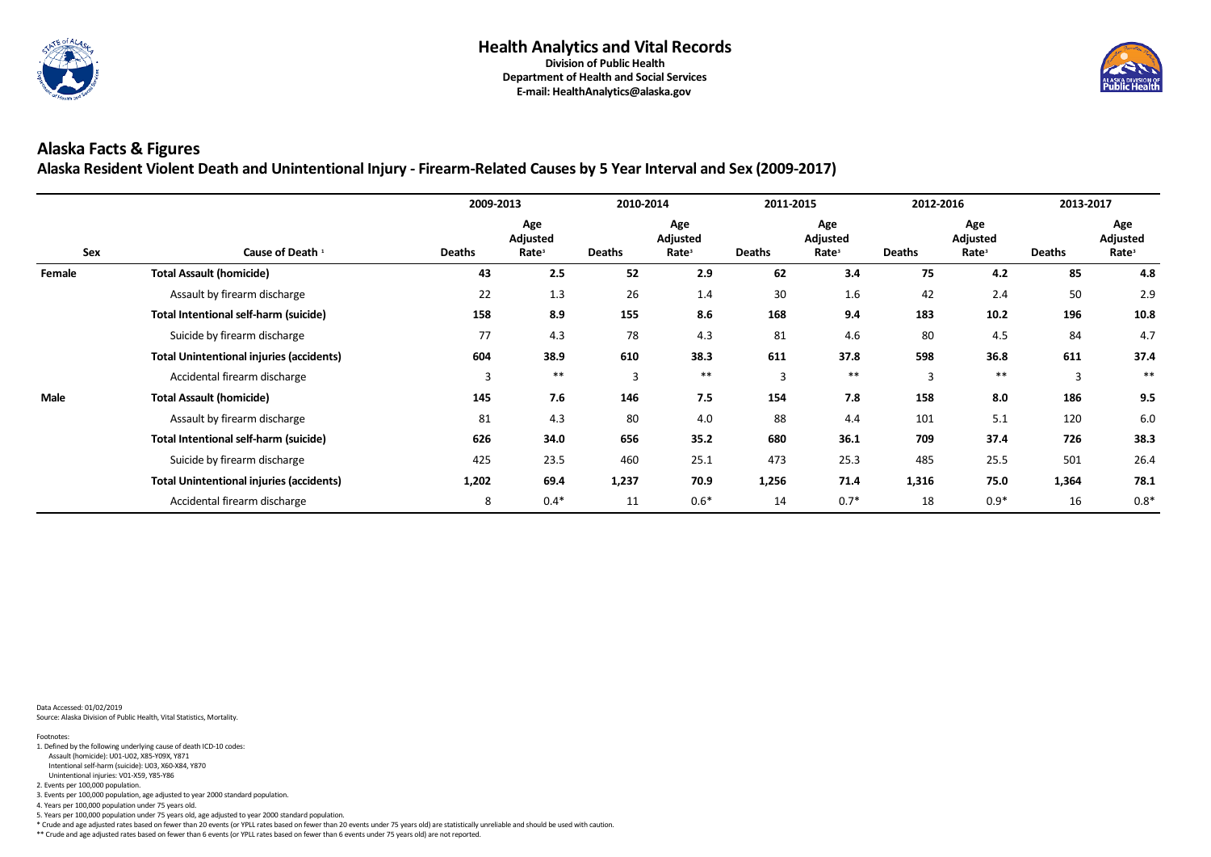# Health Analytics and Vital Records

**Division of Public Health**
**Department of Health and Social Services**
**E-mail: HealthAnalytics@alaska.gov**

## Alaska Facts & Figures

### Alaska Resident Violent Death and Unintentional Injury - Firearm-Related Causes by 5 Year Interval and Sex (2009-2017)

| | | 2009-2013 | | 2010-2014 | | 2011-2015 | | 2012-2016 | | 2013-2017 | |
|---|---|---|---|---|---|---|---|---|---|---|---|
| Sex | Cause of Death [1] | Deaths | Age Adjusted Rate[3] | Deaths | Age Adjusted Rate[3] | Deaths | Age Adjusted Rate[3] | Deaths | Age Adjusted Rate[3] | Deaths | Age Adjusted Rate[3] |
| **Female** | **Total Assault (homicide)** | **43** | **2.5** | **52** | **2.9** | **62** | **3.4** | **75** | **4.2** | **85** | **4.8** |
| | Assault by firearm discharge | 22 | 1.3 | 26 | 1.4 | 30 | 1.6 | 42 | 2.4 | 50 | 2.9 |
| | **Total Intentional self-harm (suicide)** | **158** | **8.9** | **155** | **8.6** | **168** | **9.4** | **183** | **10.2** | **196** | **10.8** |
| | Suicide by firearm discharge | 77 | 4.3 | 78 | 4.3 | 81 | 4.6 | 80 | 4.5 | 84 | 4.7 |
| | **Total Unintentional injuries (accidents)** | **604** | **38.9** | **610** | **38.3** | **611** | **37.8** | **598** | **36.8** | **611** | **37.4** |
| | Accidental firearm discharge | 3 | ** | 3 | ** | 3 | ** | 3 | ** | 3 | ** |
| **Male** | **Total Assault (homicide)** | **145** | **7.6** | **146** | **7.5** | **154** | **7.8** | **158** | **8.0** | **186** | **9.5** |
| | Assault by firearm discharge | 81 | 4.3 | 80 | 4.0 | 88 | 4.4 | 101 | 5.1 | 120 | 6.0 |
| | **Total Intentional self-harm (suicide)** | **626** | **34.0** | **656** | **35.2** | **680** | **36.1** | **709** | **37.4** | **726** | **38.3** |
| | Suicide by firearm discharge | 425 | 23.5 | 460 | 25.1 | 473 | 25.3 | 485 | 25.5 | 501 | 26.4 |
| | **Total Unintentional injuries (accidents)** | **1,202** | **69.4** | **1,237** | **70.9** | **1,256** | **71.4** | **1,316** | **75.0** | **1,364** | **78.1** |
| | Accidental firearm discharge | 8 | 0.4* | 11 | 0.6* | 14 | 0.7* | 18 | 0.9* | 16 | 0.8* |

Data Accessed: 01/02/2019
Source: Alaska Division of Public Health, Vital Statistics, Mortality.

Footnotes:
1. Defined by the following underlying cause of death ICD-10 codes:
   Assault (homicide): U01-U02, X85-Y09X, Y871
   Intentional self-harm (suicide): U03, X60-X84, Y870
   Unintentional injuries: V01-X59, Y85-Y86
2. Events per 100,000 population.
3. Events per 100,000 population, age adjusted to year 2000 standard population.
4. Years per 100,000 population under 75 years old.
5. Years per 100,000 population under 75 years old, age adjusted to year 2000 standard population.

\* Crude and age adjusted rates based on fewer than 20 events (or YPLL rates based on fewer than 20 events under 75 years old) are statistically unreliable and should be used with caution.

\** Crude and age adjusted rates based on fewer than 6 events (or YPLL rates based on fewer than 6 events under 75 years old) are not reported.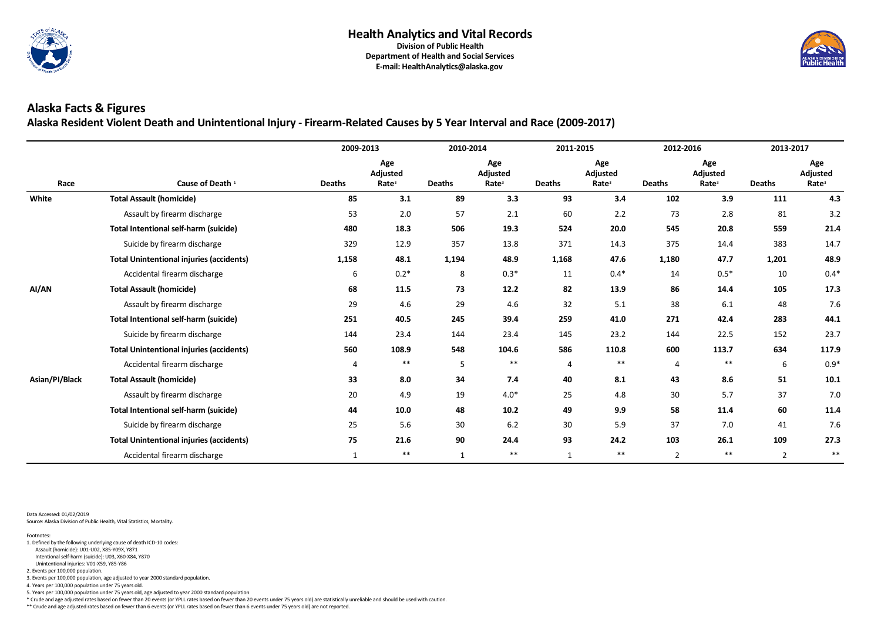# Health Analytics and Vital Records

**Division of Public Health**
**Department of Health and Social Services**
**E-mail: HealthAnalytics@alaska.gov**

## Alaska Facts & Figures

### Alaska Resident Violent Death and Unintentional Injury - Firearm-Related Causes by 5 Year Interval and Race (2009-2017)

| | | 2009-2013 | | 2010-2014 | | 2011-2015 | | 2012-2016 | | 2013-2017 | |
|---|---|---|---|---|---|---|---|---|---|---|---|
| Race | Cause of Death [1] | Deaths | Age Adjusted Rate[3] | Deaths | Age Adjusted Rate[3] | Deaths | Age Adjusted Rate[3] | Deaths | Age Adjusted Rate[3] | Deaths | Age Adjusted Rate[3] |
| **White** | **Total Assault (homicide)** | **85** | **3.1** | **89** | **3.3** | **93** | **3.4** | **102** | **3.9** | **111** | **4.3** |
| | Assault by firearm discharge | 53 | 2.0 | 57 | 2.1 | 60 | 2.2 | 73 | 2.8 | 81 | 3.2 |
| | **Total Intentional self-harm (suicide)** | **480** | **18.3** | **506** | **19.3** | **524** | **20.0** | **545** | **20.8** | **559** | **21.4** |
| | Suicide by firearm discharge | 329 | 12.9 | 357 | 13.8 | 371 | 14.3 | 375 | 14.4 | 383 | 14.7 |
| | **Total Unintentional injuries (accidents)** | **1,158** | **48.1** | **1,194** | **48.9** | **1,168** | **47.6** | **1,180** | **47.7** | **1,201** | **48.9** |
| | Accidental firearm discharge | 6 | 0.2* | 8 | 0.3* | 11 | 0.4* | 14 | 0.5* | 10 | 0.4* |
| **AI/AN** | **Total Assault (homicide)** | **68** | **11.5** | **73** | **12.2** | **82** | **13.9** | **86** | **14.4** | **105** | **17.3** |
| | Assault by firearm discharge | 29 | 4.6 | 29 | 4.6 | 32 | 5.1 | 38 | 6.1 | 48 | 7.6 |
| | **Total Intentional self-harm (suicide)** | **251** | **40.5** | **245** | **39.4** | **259** | **41.0** | **271** | **42.4** | **283** | **44.1** |
| | Suicide by firearm discharge | 144 | 23.4 | 144 | 23.4 | 145 | 23.2 | 144 | 22.5 | 152 | 23.7 |
| | **Total Unintentional injuries (accidents)** | **560** | **108.9** | **548** | **104.6** | **586** | **110.8** | **600** | **113.7** | **634** | **117.9** |
| | Accidental firearm discharge | 4 | ** | 5 | ** | 4 | ** | 4 | ** | 6 | 0.9* |
| **Asian/PI/Black** | **Total Assault (homicide)** | **33** | **8.0** | **34** | **7.4** | **40** | **8.1** | **43** | **8.6** | **51** | **10.1** |
| | Assault by firearm discharge | 20 | 4.9 | 19 | 4.0* | 25 | 4.8 | 30 | 5.7 | 37 | 7.0 |
| | **Total Intentional self-harm (suicide)** | **44** | **10.0** | **48** | **10.2** | **49** | **9.9** | **58** | **11.4** | **60** | **11.4** |
| | Suicide by firearm discharge | 25 | 5.6 | 30 | 6.2 | 30 | 5.9 | 37 | 7.0 | 41 | 7.6 |
| | **Total Unintentional injuries (accidents)** | **75** | **21.6** | **90** | **24.4** | **93** | **24.2** | **103** | **26.1** | **109** | **27.3** |
| | Accidental firearm discharge | 1 | ** | 1 | ** | 1 | ** | 2 | ** | 2 | ** |

Data Accessed: 01/02/2019
Source: Alaska Division of Public Health, Vital Statistics, Mortality.

Footnotes:
1. Defined by the following underlying cause of death ICD-10 codes:
   Assault (homicide): U01-U02, X85-Y09X, Y871
   Intentional self-harm (suicide): U03, X60-X84, Y870
   Unintentional injuries: V01-X59, Y85-Y86
2. Events per 100,000 population.
3. Events per 100,000 population, age adjusted to year 2000 standard population.
4. Years per 100,000 population under 75 years old.
5. Years per 100,000 population under 75 years old, age adjusted to year 2000 standard population.

\* Crude and age adjusted rates based on fewer than 20 events (or YPLL rates based on fewer than 20 events under 75 years old) are statistically unreliable and should be used with caution.

\** Crude and age adjusted rates based on fewer than 6 events (or YPLL rates based on fewer than 6 events under 75 years old) are not reported.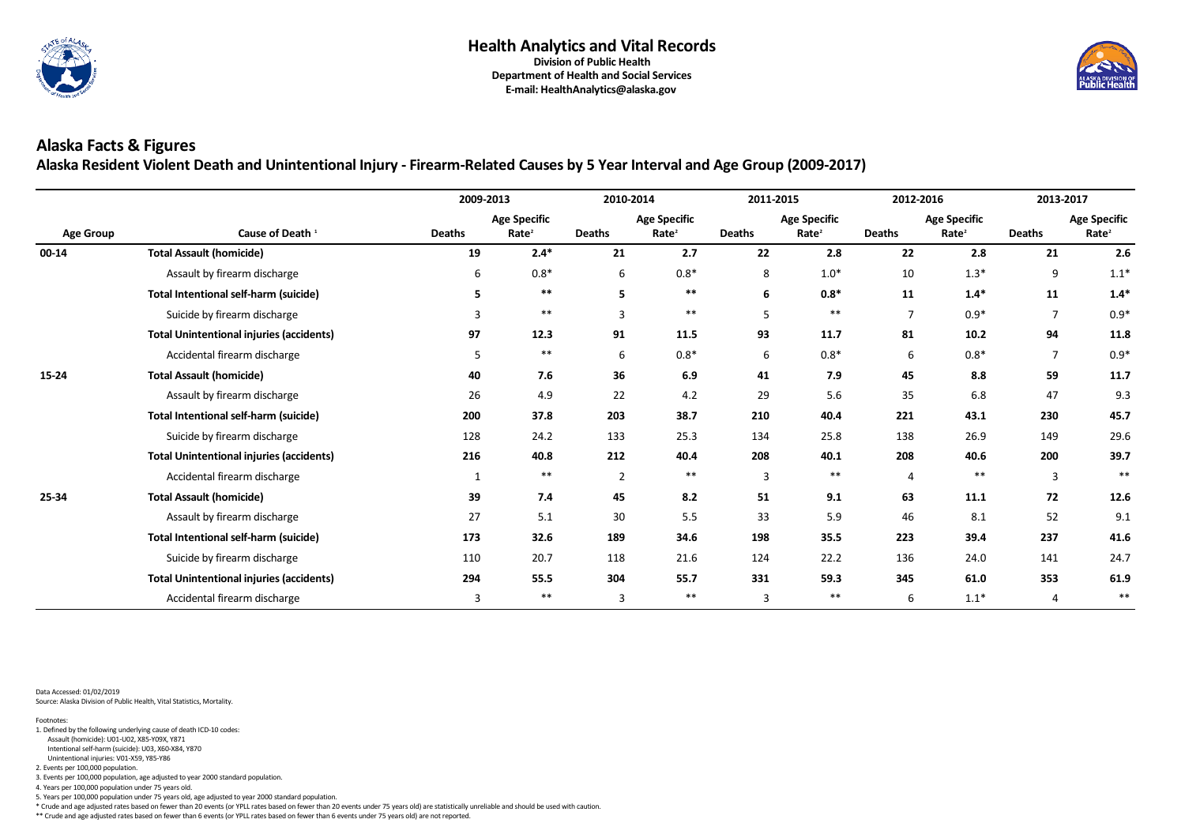# Health Analytics and Vital Records

**Division of Public Health**
**Department of Health and Social Services**
**E-mail: HealthAnalytics@alaska.gov**

## Alaska Facts & Figures

### Alaska Resident Violent Death and Unintentional Injury - Firearm-Related Causes by 5 Year Interval and Age Group (2009-2017)

| Age Group | Cause of Death [1] | 2009-2013 | | 2010-2014 | | 2011-2015 | | 2012-2016 | | 2013-2017 | |
|---|---|---|---|---|---|---|---|---|---|---|---|
| | | Deaths | Age Specific Rate[2] | Deaths | Age Specific Rate[2] | Deaths | Age Specific Rate[2] | Deaths | Age Specific Rate[2] | Deaths | Age Specific Rate[2] |
| **00-14** | **Total Assault (homicide)** | **19** | **2.4*** | **21** | **2.7** | **22** | **2.8** | **22** | **2.8** | **21** | **2.6** |
| | Assault by firearm discharge | 6 | 0.8* | 6 | 0.8* | 8 | 1.0* | 10 | 1.3* | 9 | 1.1* |
| | **Total Intentional self-harm (suicide)** | **5** | ** | **5** | ** | **6** | **0.8*** | **11** | **1.4*** | **11** | **1.4*** |
| | Suicide by firearm discharge | 3 | ** | 3 | ** | 5 | ** | 7 | 0.9* | 7 | 0.9* |
| | **Total Unintentional injuries (accidents)** | **97** | **12.3** | **91** | **11.5** | **93** | **11.7** | **81** | **10.2** | **94** | **11.8** |
| | Accidental firearm discharge | 5 | ** | 6 | 0.8* | 6 | 0.8* | 6 | 0.8* | 7 | 0.9* |
| **15-24** | **Total Assault (homicide)** | **40** | **7.6** | **36** | **6.9** | **41** | **7.9** | **45** | **8.8** | **59** | **11.7** |
| | Assault by firearm discharge | 26 | 4.9 | 22 | 4.2 | 29 | 5.6 | 35 | 6.8 | 47 | 9.3 |
| | **Total Intentional self-harm (suicide)** | **200** | **37.8** | **203** | **38.7** | **210** | **40.4** | **221** | **43.1** | **230** | **45.7** |
| | Suicide by firearm discharge | 128 | 24.2 | 133 | 25.3 | 134 | 25.8 | 138 | 26.9 | 149 | 29.6 |
| | **Total Unintentional injuries (accidents)** | **216** | **40.8** | **212** | **40.4** | **208** | **40.1** | **208** | **40.6** | **200** | **39.7** |
| | Accidental firearm discharge | 1 | ** | 2 | ** | 3 | ** | 4 | ** | 3 | ** |
| **25-34** | **Total Assault (homicide)** | **39** | **7.4** | **45** | **8.2** | **51** | **9.1** | **63** | **11.1** | **72** | **12.6** |
| | Assault by firearm discharge | 27 | 5.1 | 30 | 5.5 | 33 | 5.9 | 46 | 8.1 | 52 | 9.1 |
| | **Total Intentional self-harm (suicide)** | **173** | **32.6** | **189** | **34.6** | **198** | **35.5** | **223** | **39.4** | **237** | **41.6** |
| | Suicide by firearm discharge | 110 | 20.7 | 118 | 21.6 | 124 | 22.2 | 136 | 24.0 | 141 | 24.7 |
| | **Total Unintentional injuries (accidents)** | **294** | **55.5** | **304** | **55.7** | **331** | **59.3** | **345** | **61.0** | **353** | **61.9** |
| | Accidental firearm discharge | 3 | ** | 3 | ** | 3 | ** | 6 | 1.1* | 4 | ** |

Data Accessed: 01/02/2019
Source: Alaska Division of Public Health, Vital Statistics, Mortality.

Footnotes:
1. Defined by the following underlying cause of death ICD-10 codes:
   Assault (homicide): U01-U02, X85-Y09X, Y871
   Intentional self-harm (suicide): U03, X60-X84, Y870
   Unintentional injuries: V01-X59, Y85-Y86
2. Events per 100,000 population.
3. Events per 100,000 population, age adjusted to year 2000 standard population.
4. Years per 100,000 population under 75 years old.
5. Years per 100,000 population under 75 years old, age adjusted to year 2000 standard population.

\* Crude and age adjusted rates based on fewer than 20 events (or YPLL rates based on fewer than 20 events under 75 years old) are statistically unreliable and should be used with caution.
\** Crude and age adjusted rates based on fewer than 6 events (or YPLL rates based on fewer than 6 events under 75 years old) are not reported.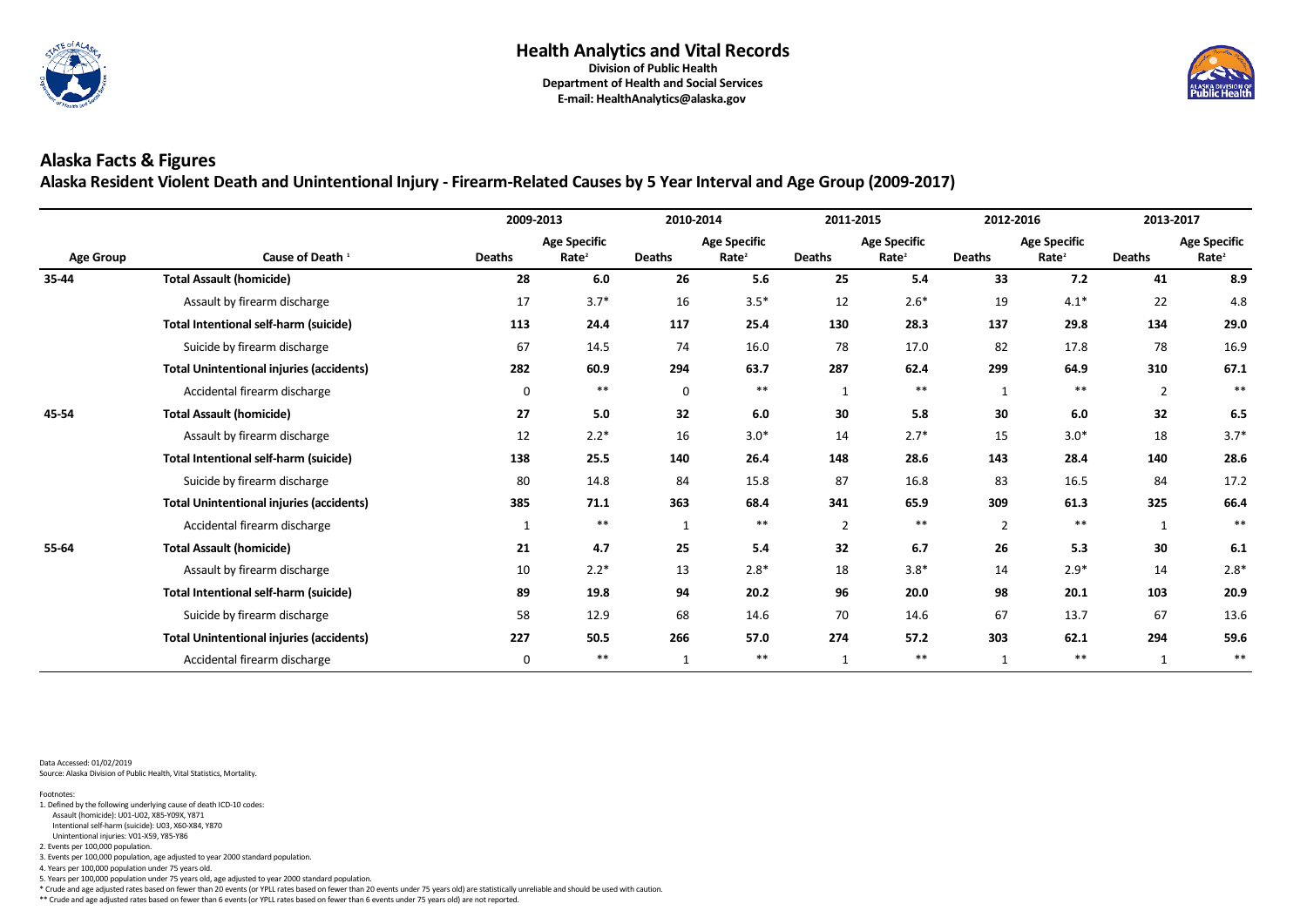## Health Analytics and Vital Records

**Division of Public Health**
**Department of Health and Social Services**
**E-mail: HealthAnalytics@alaska.gov**

# Alaska Facts & Figures

## Alaska Resident Violent Death and Unintentional Injury - Firearm-Related Causes by 5 Year Interval and Age Group (2009-2017)

| | | 2009-2013 | | 2010-2014 | | 2011-2015 | | 2012-2016 | | 2013-2017 | |
|---|---|---|---|---|---|---|---|---|---|---|---|
| Age Group | Cause of Death [1] | Deaths | Age Specific Rate[2] | Deaths | Age Specific Rate[2] | Deaths | Age Specific Rate[2] | Deaths | Age Specific Rate[2] | Deaths | Age Specific Rate[2] |
| **35-44** | **Total Assault (homicide)** | **28** | **6.0** | **26** | **5.6** | **25** | **5.4** | **33** | **7.2** | **41** | **8.9** |
| | Assault by firearm discharge | 17 | 3.7* | 16 | 3.5* | 12 | 2.6* | 19 | 4.1* | 22 | 4.8 |
| | **Total Intentional self-harm (suicide)** | **113** | **24.4** | **117** | **25.4** | **130** | **28.3** | **137** | **29.8** | **134** | **29.0** |
| | Suicide by firearm discharge | 67 | 14.5 | 74 | 16.0 | 78 | 17.0 | 82 | 17.8 | 78 | 16.9 |
| | **Total Unintentional injuries (accidents)** | **282** | **60.9** | **294** | **63.7** | **287** | **62.4** | **299** | **64.9** | **310** | **67.1** |
| | Accidental firearm discharge | 0 | ** | 0 | ** | 1 | ** | 1 | ** | 2 | ** |
| **45-54** | **Total Assault (homicide)** | **27** | **5.0** | **32** | **6.0** | **30** | **5.8** | **30** | **6.0** | **32** | **6.5** |
| | Assault by firearm discharge | 12 | 2.2* | 16 | 3.0* | 14 | 2.7* | 15 | 3.0* | 18 | 3.7* |
| | **Total Intentional self-harm (suicide)** | **138** | **25.5** | **140** | **26.4** | **148** | **28.6** | **143** | **28.4** | **140** | **28.6** |
| | Suicide by firearm discharge | 80 | 14.8 | 84 | 15.8 | 87 | 16.8 | 83 | 16.5 | 84 | 17.2 |
| | **Total Unintentional injuries (accidents)** | **385** | **71.1** | **363** | **68.4** | **341** | **65.9** | **309** | **61.3** | **325** | **66.4** |
| | Accidental firearm discharge | 1 | ** | 1 | ** | 2 | ** | 2 | ** | 1 | ** |
| **55-64** | **Total Assault (homicide)** | **21** | **4.7** | **25** | **5.4** | **32** | **6.7** | **26** | **5.3** | **30** | **6.1** |
| | Assault by firearm discharge | 10 | 2.2* | 13 | 2.8* | 18 | 3.8* | 14 | 2.9* | 14 | 2.8* |
| | **Total Intentional self-harm (suicide)** | **89** | **19.8** | **94** | **20.2** | **96** | **20.0** | **98** | **20.1** | **103** | **20.9** |
| | Suicide by firearm discharge | 58 | 12.9 | 68 | 14.6 | 70 | 14.6 | 67 | 13.7 | 67 | 13.6 |
| | **Total Unintentional injuries (accidents)** | **227** | **50.5** | **266** | **57.0** | **274** | **57.2** | **303** | **62.1** | **294** | **59.6** |
| | Accidental firearm discharge | 0 | ** | 1 | ** | 1 | ** | 1 | ** | 1 | ** |

Data Accessed: 01/02/2019
Source: Alaska Division of Public Health, Vital Statistics, Mortality.

Footnotes:
1. Defined by the following underlying cause of death ICD-10 codes:
   Assault (homicide): U01-U02, X85-Y09X, Y871
   Intentional self-harm (suicide): U03, X60-X84, Y870
   Unintentional injuries: V01-X59, Y85-Y86
2. Events per 100,000 population.
3. Events per 100,000 population, age adjusted to year 2000 standard population.
4. Years per 100,000 population under 75 years old.
5. Years per 100,000 population under 75 years old, age adjusted to year 2000 standard population.

\* Crude and age adjusted rates based on fewer than 20 events (or YPLL rates based on fewer than 20 events under 75 years old) are statistically unreliable and should be used with caution.
** Crude and age adjusted rates based on fewer than 6 events (or YPLL rates based on fewer than 6 events under 75 years old) are not reported.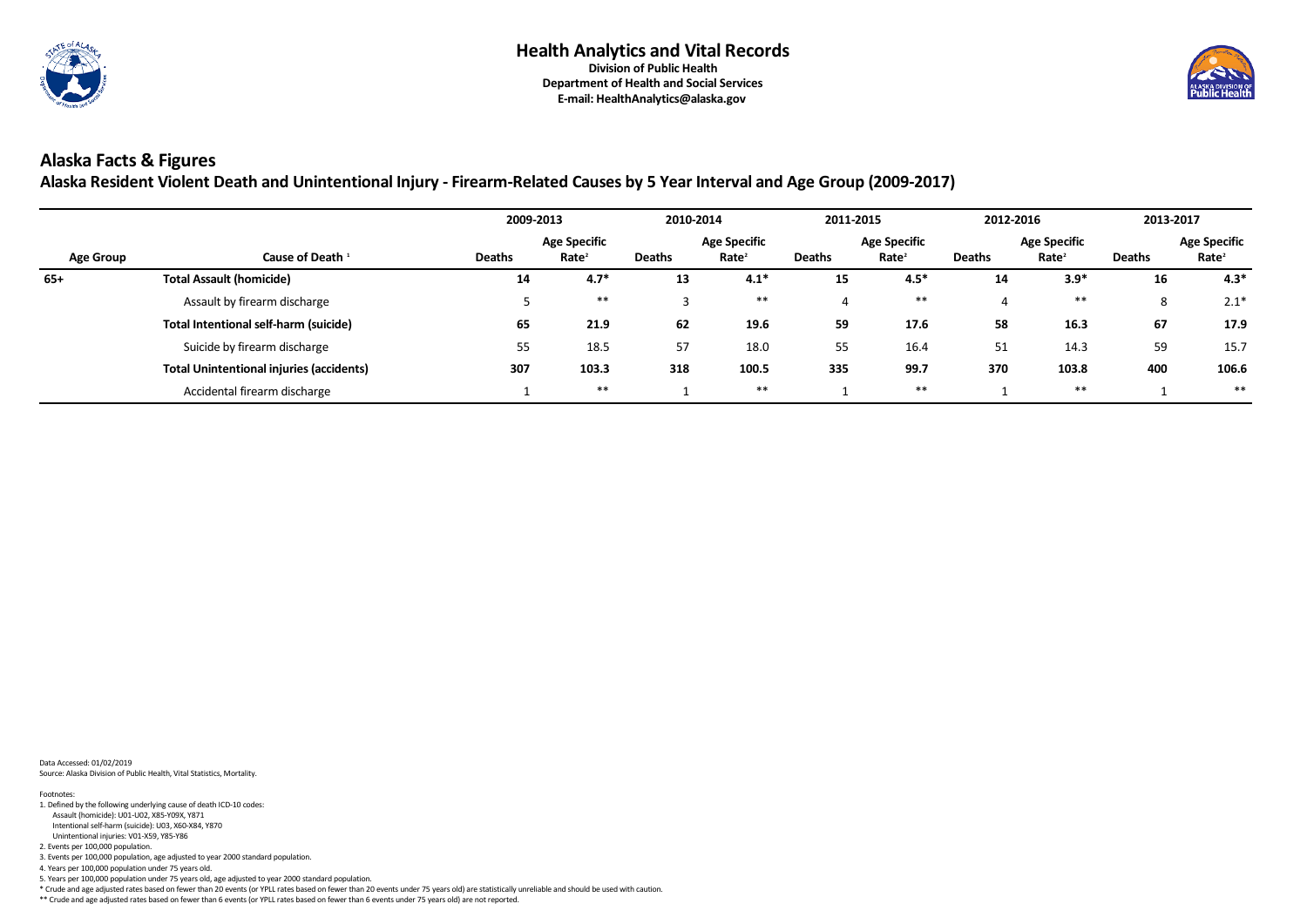# Health Analytics and Vital Records

**Division of Public Health**
**Department of Health and Social Services**
**E-mail: HealthAnalytics@alaska.gov**

## Alaska Facts & Figures

### Alaska Resident Violent Death and Unintentional Injury - Firearm-Related Causes by 5 Year Interval and Age Group (2009-2017)

| | | 2009-2013 | | 2010-2014 | | 2011-2015 | | 2012-2016 | | 2013-2017 | |
|---|---|---|---|---|---|---|---|---|---|---|---|
| **Age Group** | **Cause of Death [1]** | **Deaths** | **Age Specific Rate[2]** | **Deaths** | **Age Specific Rate[2]** | **Deaths** | **Age Specific Rate[2]** | **Deaths** | **Age Specific Rate[2]** | **Deaths** | **Age Specific Rate[2]** |
| **65+** | **Total Assault (homicide)** | **14** | **4.7*** | **13** | **4.1*** | **15** | **4.5*** | **14** | **3.9*** | **16** | **4.3*** |
| | Assault by firearm discharge | 5 | ** | 3 | ** | 4 | ** | 4 | ** | 8 | 2.1* |
| | **Total Intentional self-harm (suicide)** | **65** | **21.9** | **62** | **19.6** | **59** | **17.6** | **58** | **16.3** | **67** | **17.9** |
| | Suicide by firearm discharge | 55 | 18.5 | 57 | 18.0 | 55 | 16.4 | 51 | 14.3 | 59 | 15.7 |
| | **Total Unintentional injuries (accidents)** | **307** | **103.3** | **318** | **100.5** | **335** | **99.7** | **370** | **103.8** | **400** | **106.6** |
| | Accidental firearm discharge | 1 | ** | 1 | ** | 1 | ** | 1 | ** | 1 | ** |

Data Accessed: 01/02/2019
Source: Alaska Division of Public Health, Vital Statistics, Mortality.

Footnotes:
1. Defined by the following underlying cause of death ICD-10 codes:
   Assault (homicide): U01-U02, X85-Y09X, Y871
   Intentional self-harm (suicide): U03, X60-X84, Y870
   Unintentional injuries: V01-X59, Y85-Y86
2. Events per 100,000 population.
3. Events per 100,000 population, age adjusted to year 2000 standard population.
4. Years per 100,000 population under 75 years old.
5. Years per 100,000 population under 75 years old, age adjusted to year 2000 standard population.

\* Crude and age adjusted rates based on fewer than 20 events (or YPLL rates based on fewer than 20 events under 75 years old) are statistically unreliable and should be used with caution.

\** Crude and age adjusted rates based on fewer than 6 events (or YPLL rates based on fewer than 6 events under 75 years old) are not reported.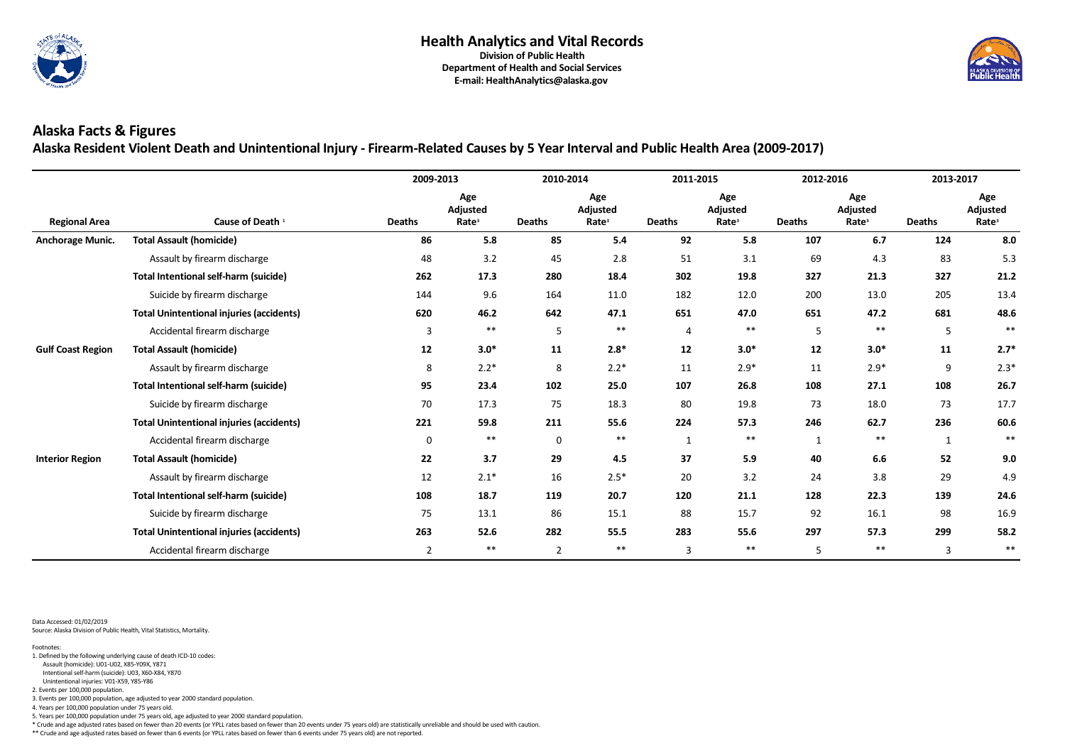# Health Analytics and Vital Records

**Division of Public Health**
**Department of Health and Social Services**
**E-mail: HealthAnalytics@alaska.gov**

## Alaska Facts & Figures

### Alaska Resident Violent Death and Unintentional Injury - Firearm-Related Causes by 5 Year Interval and Public Health Area (2009-2017)

| | | 2009-2013 | | 2010-2014 | | 2011-2015 | | 2012-2016 | | 2013-2017 | |
|---|---|---|---|---|---|---|---|---|---|---|---|
| **Regional Area** | **Cause of Death [1]** | **Deaths** | **Age Adjusted Rate[3]** | **Deaths** | **Age Adjusted Rate[3]** | **Deaths** | **Age Adjusted Rate[3]** | **Deaths** | **Age Adjusted Rate[3]** | **Deaths** | **Age Adjusted Rate[3]** |
| **Anchorage Munic.** | **Total Assault (homicide)** | **86** | **5.8** | **85** | **5.4** | **92** | **5.8** | **107** | **6.7** | **124** | **8.0** |
| | Assault by firearm discharge | 48 | 3.2 | 45 | 2.8 | 51 | 3.1 | 69 | 4.3 | 83 | 5.3 |
| | **Total Intentional self-harm (suicide)** | **262** | **17.3** | **280** | **18.4** | **302** | **19.8** | **327** | **21.3** | **327** | **21.2** |
| | Suicide by firearm discharge | 144 | 9.6 | 164 | 11.0 | 182 | 12.0 | 200 | 13.0 | 205 | 13.4 |
| | **Total Unintentional injuries (accidents)** | **620** | **46.2** | **642** | **47.1** | **651** | **47.0** | **651** | **47.2** | **681** | **48.6** |
| | Accidental firearm discharge | 3 | ** | 5 | ** | 4 | ** | 5 | ** | 5 | ** |
| **Gulf Coast Region** | **Total Assault (homicide)** | **12** | **3.0*** | **11** | **2.8*** | **12** | **3.0*** | **12** | **3.0*** | **11** | **2.7*** |
| | Assault by firearm discharge | 8 | 2.2* | 8 | 2.2* | 11 | 2.9* | 11 | 2.9* | 9 | 2.3* |
| | **Total Intentional self-harm (suicide)** | **95** | **23.4** | **102** | **25.0** | **107** | **26.8** | **108** | **27.1** | **108** | **26.7** |
| | Suicide by firearm discharge | 70 | 17.3 | 75 | 18.3 | 80 | 19.8 | 73 | 18.0 | 73 | 17.7 |
| | **Total Unintentional injuries (accidents)** | **221** | **59.8** | **211** | **55.6** | **224** | **57.3** | **246** | **62.7** | **236** | **60.6** |
| | Accidental firearm discharge | 0 | ** | 0 | ** | 1 | ** | 1 | ** | 1 | ** |
| **Interior Region** | **Total Assault (homicide)** | **22** | **3.7** | **29** | **4.5** | **37** | **5.9** | **40** | **6.6** | **52** | **9.0** |
| | Assault by firearm discharge | 12 | 2.1* | 16 | 2.5* | 20 | 3.2 | 24 | 3.8 | 29 | 4.9 |
| | **Total Intentional self-harm (suicide)** | **108** | **18.7** | **119** | **20.7** | **120** | **21.1** | **128** | **22.3** | **139** | **24.6** |
| | Suicide by firearm discharge | 75 | 13.1 | 86 | 15.1 | 88 | 15.7 | 92 | 16.1 | 98 | 16.9 |
| | **Total Unintentional injuries (accidents)** | **263** | **52.6** | **282** | **55.5** | **283** | **55.6** | **297** | **57.3** | **299** | **58.2** |
| | Accidental firearm discharge | 2 | ** | 2 | ** | 3 | ** | 5 | ** | 3 | ** |

Data Accessed: 01/02/2019
Source: Alaska Division of Public Health, Vital Statistics, Mortality.

Footnotes:
1. Defined by the following underlying cause of death ICD-10 codes:
   Assault (homicide): U01-U02, X85-Y09X, Y871
   Intentional self-harm (suicide): U03, X60-X84, Y870
   Unintentional injuries: V01-X59, Y85-Y86
2. Events per 100,000 population.
3. Events per 100,000 population, age adjusted to year 2000 standard population.
4. Years per 100,000 population under 75 years old.
5. Years per 100,000 population under 75 years old, age adjusted to year 2000 standard population.

\* Crude and age adjusted rates based on fewer than 20 events (or YPLL rates based on fewer than 20 events under 75 years old) are statistically unreliable and should be used with caution.

\*\* Crude and age adjusted rates based on fewer than 6 events (or YPLL rates based on fewer than 6 events under 75 years old) are not reported.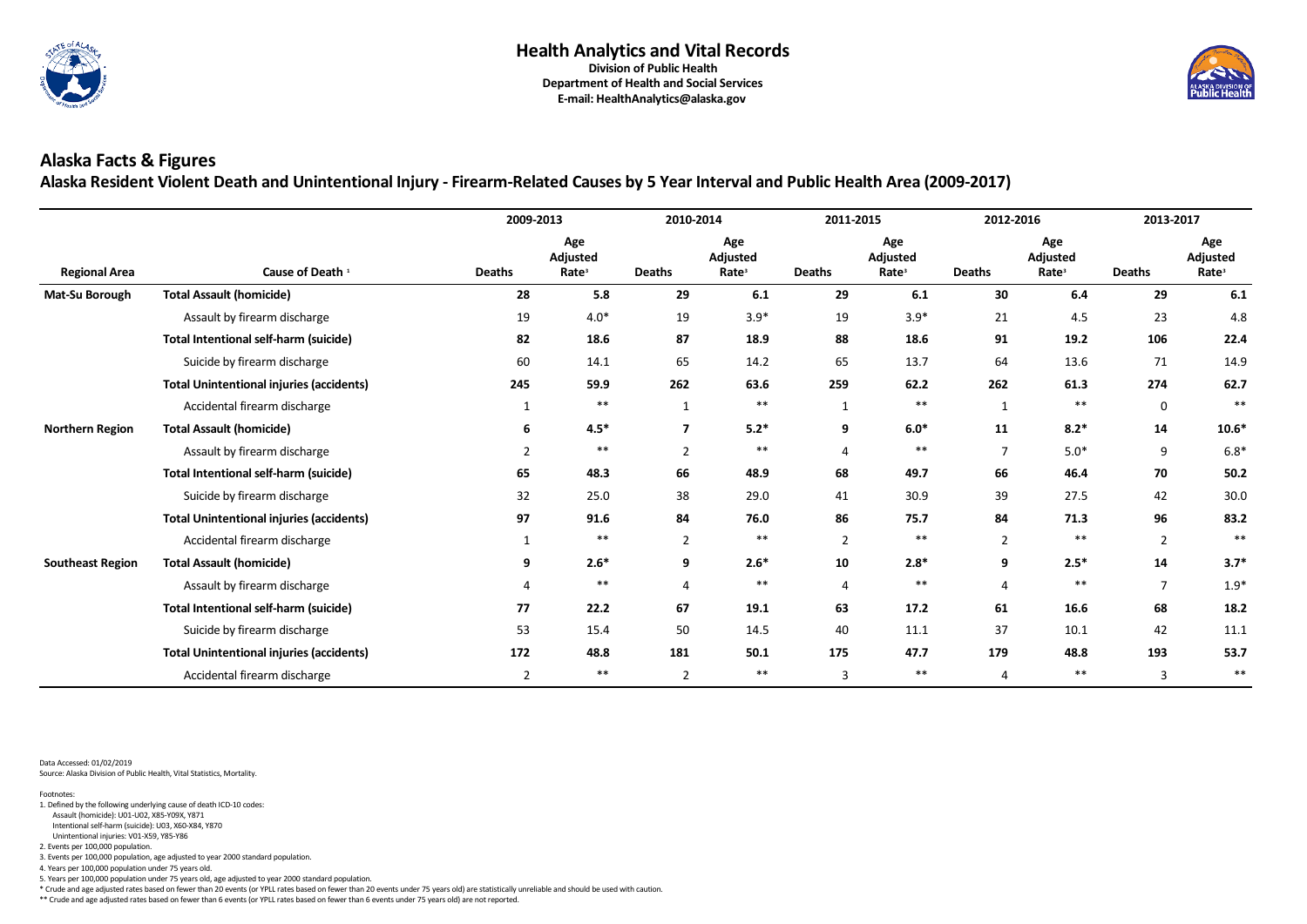## Health Analytics and Vital Records

**Division of Public Health**
**Department of Health and Social Services**
**E-mail: HealthAnalytics@alaska.gov**

# Alaska Facts & Figures

## Alaska Resident Violent Death and Unintentional Injury - Firearm-Related Causes by 5 Year Interval and Public Health Area (2009-2017)

| Regional Area | Cause of Death [1] | 2009-2013 | | 2010-2014 | | 2011-2015 | | 2012-2016 | | 2013-2017 | |
|---|---|---|---|---|---|---|---|---|---|---|---|
| | | Deaths | Age Adjusted Rate[3] | Deaths | Age Adjusted Rate[3] | Deaths | Age Adjusted Rate[3] | Deaths | Age Adjusted Rate[3] | Deaths | Age Adjusted Rate[3] |
| **Mat-Su Borough** | **Total Assault (homicide)** | **28** | **5.8** | **29** | **6.1** | **29** | **6.1** | **30** | **6.4** | **29** | **6.1** |
| | Assault by firearm discharge | 19 | 4.0* | 19 | 3.9* | 19 | 3.9* | 21 | 4.5 | 23 | 4.8 |
| | **Total Intentional self-harm (suicide)** | **82** | **18.6** | **87** | **18.9** | **88** | **18.6** | **91** | **19.2** | **106** | **22.4** |
| | Suicide by firearm discharge | 60 | 14.1 | 65 | 14.2 | 65 | 13.7 | 64 | 13.6 | 71 | 14.9 |
| | **Total Unintentional injuries (accidents)** | **245** | **59.9** | **262** | **63.6** | **259** | **62.2** | **262** | **61.3** | **274** | **62.7** |
| | Accidental firearm discharge | 1 | ** | 1 | ** | 1 | ** | 1 | ** | 0 | ** |
| **Northern Region** | **Total Assault (homicide)** | **6** | **4.5*** | **7** | **5.2*** | **9** | **6.0*** | **11** | **8.2*** | **14** | **10.6*** |
| | Assault by firearm discharge | 2 | ** | 2 | ** | 4 | ** | 7 | 5.0* | 9 | 6.8* |
| | **Total Intentional self-harm (suicide)** | **65** | **48.3** | **66** | **48.9** | **68** | **49.7** | **66** | **46.4** | **70** | **50.2** |
| | Suicide by firearm discharge | 32 | 25.0 | 38 | 29.0 | 41 | 30.9 | 39 | 27.5 | 42 | 30.0 |
| | **Total Unintentional injuries (accidents)** | **97** | **91.6** | **84** | **76.0** | **86** | **75.7** | **84** | **71.3** | **96** | **83.2** |
| | Accidental firearm discharge | 1 | ** | 2 | ** | 2 | ** | 2 | ** | 2 | ** |
| **Southeast Region** | **Total Assault (homicide)** | **9** | **2.6*** | **9** | **2.6*** | **10** | **2.8*** | **9** | **2.5*** | **14** | **3.7*** |
| | Assault by firearm discharge | 4 | ** | 4 | ** | 4 | ** | 4 | ** | 7 | 1.9* |
| | **Total Intentional self-harm (suicide)** | **77** | **22.2** | **67** | **19.1** | **63** | **17.2** | **61** | **16.6** | **68** | **18.2** |
| | Suicide by firearm discharge | 53 | 15.4 | 50 | 14.5 | 40 | 11.1 | 37 | 10.1 | 42 | 11.1 |
| | **Total Unintentional injuries (accidents)** | **172** | **48.8** | **181** | **50.1** | **175** | **47.7** | **179** | **48.8** | **193** | **53.7** |
| | Accidental firearm discharge | 2 | ** | 2 | ** | 3 | ** | 4 | ** | 3 | ** |

Data Accessed: 01/02/2019
Source: Alaska Division of Public Health, Vital Statistics, Mortality.

Footnotes:
1. Defined by the following underlying cause of death ICD-10 codes:
   Assault (homicide): U01-U02, X85-Y09X, Y871
   Intentional self-harm (suicide): U03, X60-X84, Y870
   Unintentional injuries: V01-X59, Y85-Y86
2. Events per 100,000 population.
3. Events per 100,000 population, age adjusted to year 2000 standard population.
4. Years per 100,000 population under 75 years old.
5. Years per 100,000 population under 75 years old, age adjusted to year 2000 standard population.
* Crude and age adjusted rates based on fewer than 20 events (or YPLL rates based on fewer than 20 events under 75 years old) are statistically unreliable and should be used with caution.
** Crude and age adjusted rates based on fewer than 6 events (or YPLL rates based on fewer than 6 events under 75 years old) are not reported.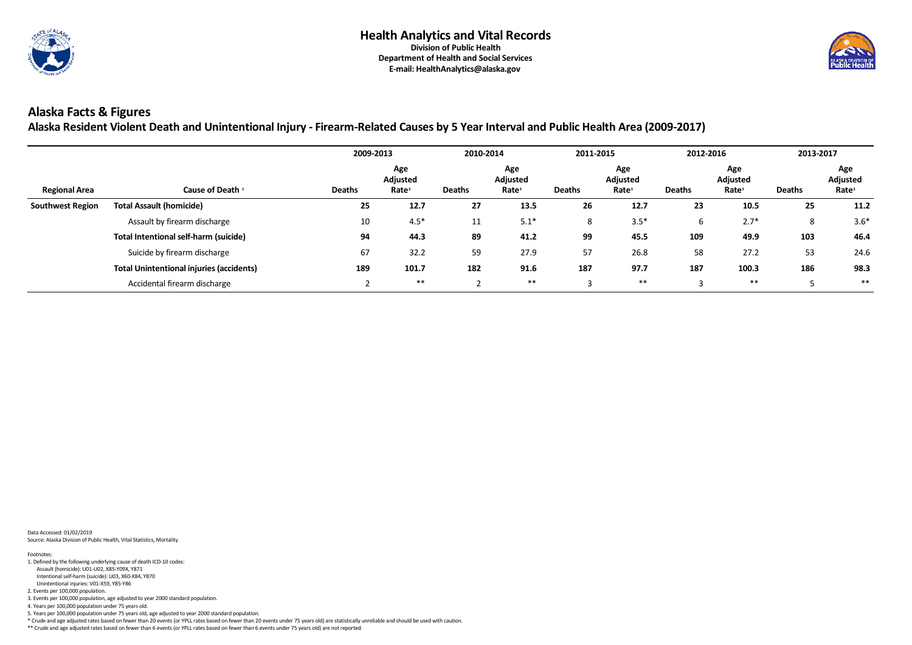# Health Analytics and Vital Records

**Division of Public Health**
**Department of Health and Social Services**
**E-mail: HealthAnalytics@alaska.gov**

## Alaska Facts & Figures

### Alaska Resident Violent Death and Unintentional Injury - Firearm-Related Causes by 5 Year Interval and Public Health Area (2009-2017)

| | | 2009-2013 | | 2010-2014 | | 2011-2015 | | 2012-2016 | | 2013-2017 | |
|---|---|---|---|---|---|---|---|---|---|---|---|
| **Regional Area** | **Cause of Death [1]** | **Deaths** | **Age Adjusted Rate[3]** | **Deaths** | **Age Adjusted Rate[3]** | **Deaths** | **Age Adjusted Rate[3]** | **Deaths** | **Age Adjusted Rate[3]** | **Deaths** | **Age Adjusted Rate[3]** |
| **Southwest Region** | **Total Assault (homicide)** | **25** | **12.7** | **27** | **13.5** | **26** | **12.7** | **23** | **10.5** | **25** | **11.2** |
| | Assault by firearm discharge | 10 | 4.5* | 11 | 5.1* | 8 | 3.5* | 6 | 2.7* | 8 | 3.6* |
| | **Total Intentional self-harm (suicide)** | **94** | **44.3** | **89** | **41.2** | **99** | **45.5** | **109** | **49.9** | **103** | **46.4** |
| | Suicide by firearm discharge | 67 | 32.2 | 59 | 27.9 | 57 | 26.8 | 58 | 27.2 | 53 | 24.6 |
| | **Total Unintentional injuries (accidents)** | **189** | **101.7** | **182** | **91.6** | **187** | **97.7** | **187** | **100.3** | **186** | **98.3** |
| | Accidental firearm discharge | 2 | ** | 2 | ** | 3 | ** | 3 | ** | 5 | ** |

Data Accessed: 01/02/2019
Source: Alaska Division of Public Health, Vital Statistics, Mortality.

Footnotes:
1. Defined by the following underlying cause of death ICD-10 codes:
   Assault (homicide): U01-U02, X85-Y09X, Y871
   Intentional self-harm (suicide): U03, X60-X84, Y870
   Unintentional injuries: V01-X59, Y85-Y86
2. Events per 100,000 population.
3. Events per 100,000 population, age adjusted to year 2000 standard population.
4. Years per 100,000 population under 75 years old.
5. Years per 100,000 population under 75 years old, age adjusted to year 2000 standard population.

\* Crude and age adjusted rates based on fewer than 20 events (or YPLL rates based on fewer than 20 events under 75 years old) are statistically unreliable and should be used with caution.

** Crude and age adjusted rates based on fewer than 6 events (or YPLL rates based on fewer than 6 events under 75 years old) are not reported.